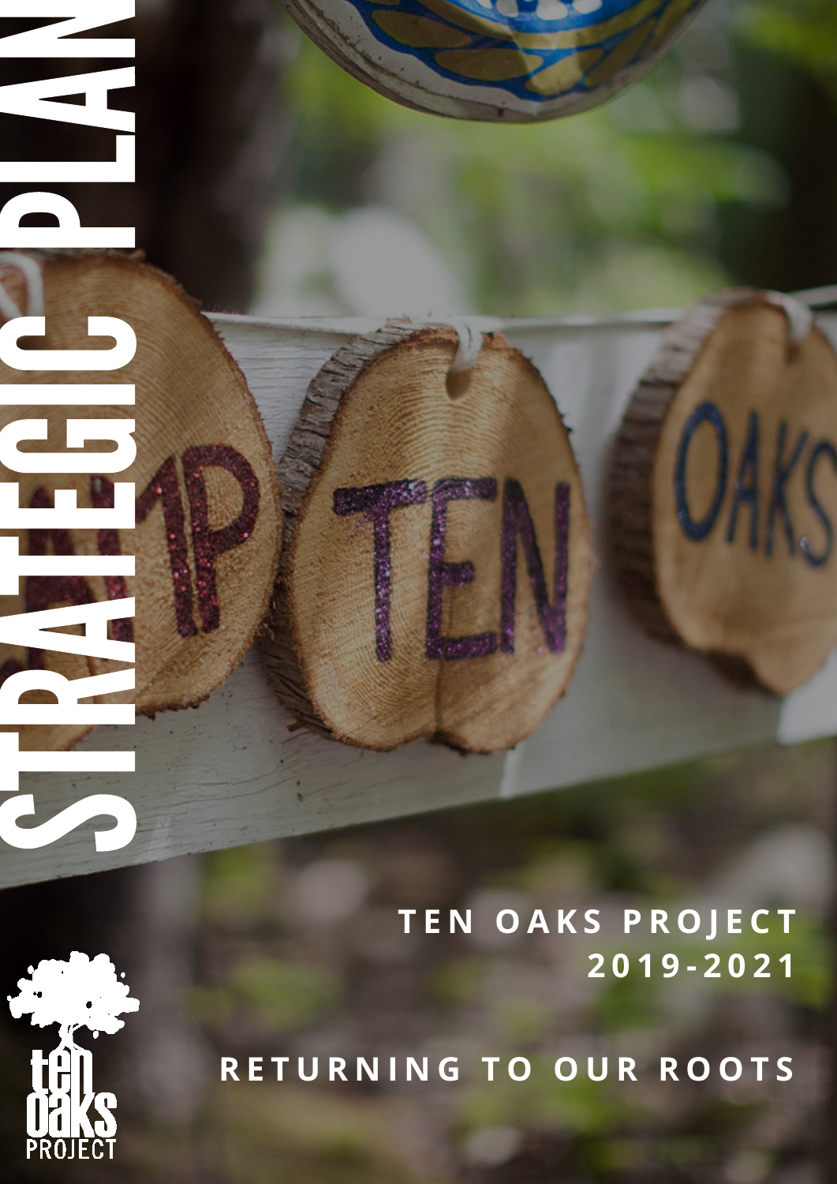# STRATEGIC PLAN

**TEN OAKS PROJECT**
**2019-2021**

**RETURNING TO OUR ROOTS**

ten oaks PROJECT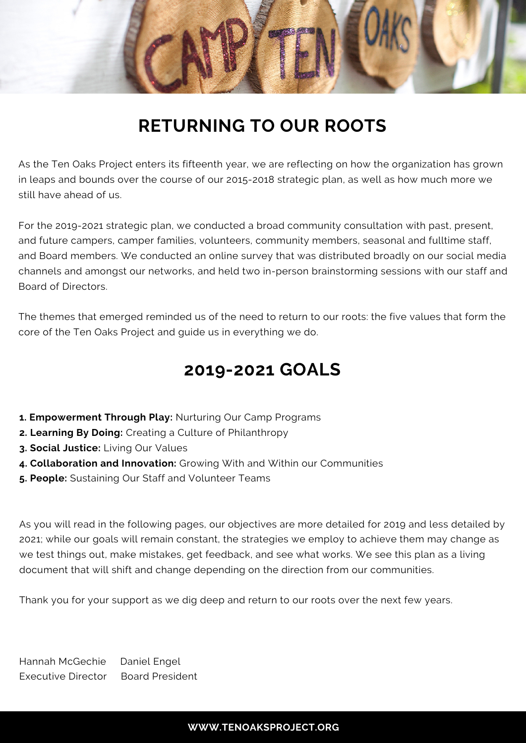## RETURNING TO OUR ROOTS

As the Ten Oaks Project enters its fifteenth year, we are reflecting on how the organization has grown in leaps and bounds over the course of our 2015-2018 strategic plan, as well as how much more we still have ahead of us.

For the 2019-2021 strategic plan, we conducted a broad community consultation with past, present, and future campers, camper families, volunteers, community members, seasonal and fulltime staff, and Board members. We conducted an online survey that was distributed broadly on our social media channels and amongst our networks, and held two in-person brainstorming sessions with our staff and Board of Directors.

The themes that emerged reminded us of the need to return to our roots: the five values that form the core of the Ten Oaks Project and guide us in everything we do.

## 2019-2021 GOALS

1. **Empowerment Through Play:** Nurturing Our Camp Programs
2. **Learning By Doing:** Creating a Culture of Philanthropy
3. **Social Justice:** Living Our Values
4. **Collaboration and Innovation:** Growing With and Within our Communities
5. **People:** Sustaining Our Staff and Volunteer Teams

As you will read in the following pages, our objectives are more detailed for 2019 and less detailed by 2021; while our goals will remain constant, the strategies we employ to achieve them may change as we test things out, make mistakes, get feedback, and see what works. We see this plan as a living document that will shift and change depending on the direction from our communities.

Thank you for your support as we dig deep and return to our roots over the next few years.

Hannah McGechie  
Executive Director

Daniel Engel  
Board President

**WWW.TENOAKSPROJECT.ORG**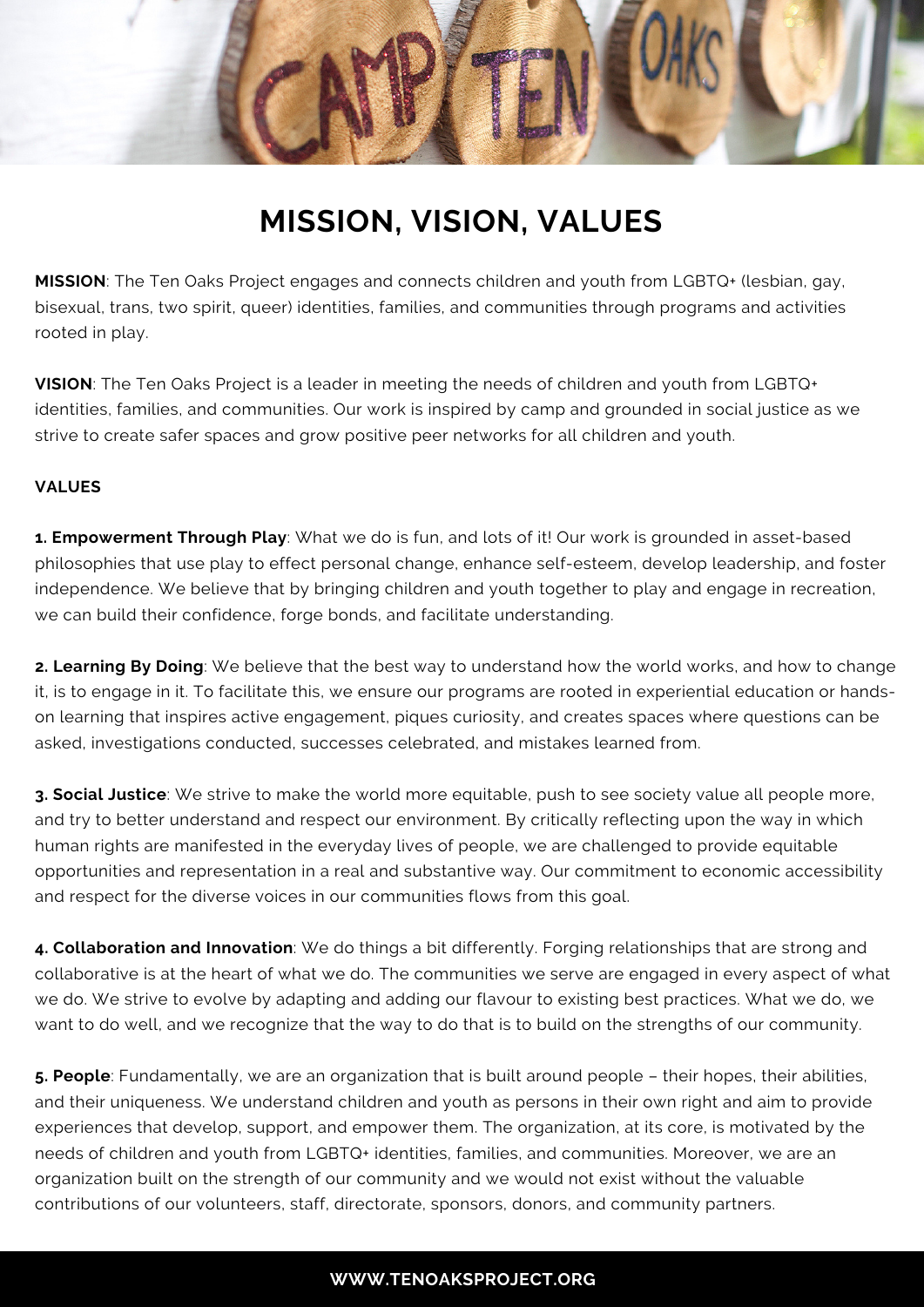# MISSION, VISION, VALUES

**MISSION**: The Ten Oaks Project engages and connects children and youth from LGBTQ+ (lesbian, gay, bisexual, trans, two spirit, queer) identities, families, and communities through programs and activities rooted in play.

**VISION**: The Ten Oaks Project is a leader in meeting the needs of children and youth from LGBTQ+ identities, families, and communities. Our work is inspired by camp and grounded in social justice as we strive to create safer spaces and grow positive peer networks for all children and youth.

**VALUES**

**1. Empowerment Through Play**: What we do is fun, and lots of it! Our work is grounded in asset-based philosophies that use play to effect personal change, enhance self-esteem, develop leadership, and foster independence. We believe that by bringing children and youth together to play and engage in recreation, we can build their confidence, forge bonds, and facilitate understanding.

**2. Learning By Doing**: We believe that the best way to understand how the world works, and how to change it, is to engage in it. To facilitate this, we ensure our programs are rooted in experiential education or hands-on learning that inspires active engagement, piques curiosity, and creates spaces where questions can be asked, investigations conducted, successes celebrated, and mistakes learned from.

**3. Social Justice**: We strive to make the world more equitable, push to see society value all people more, and try to better understand and respect our environment. By critically reflecting upon the way in which human rights are manifested in the everyday lives of people, we are challenged to provide equitable opportunities and representation in a real and substantive way. Our commitment to economic accessibility and respect for the diverse voices in our communities flows from this goal.

**4. Collaboration and Innovation**: We do things a bit differently. Forging relationships that are strong and collaborative is at the heart of what we do. The communities we serve are engaged in every aspect of what we do. We strive to evolve by adapting and adding our flavour to existing best practices. What we do, we want to do well, and we recognize that the way to do that is to build on the strengths of our community.

**5. People**: Fundamentally, we are an organization that is built around people – their hopes, their abilities, and their uniqueness. We understand children and youth as persons in their own right and aim to provide experiences that develop, support, and empower them. The organization, at its core, is motivated by the needs of children and youth from LGBTQ+ identities, families, and communities. Moreover, we are an organization built on the strength of our community and we would not exist without the valuable contributions of our volunteers, staff, directorate, sponsors, donors, and community partners.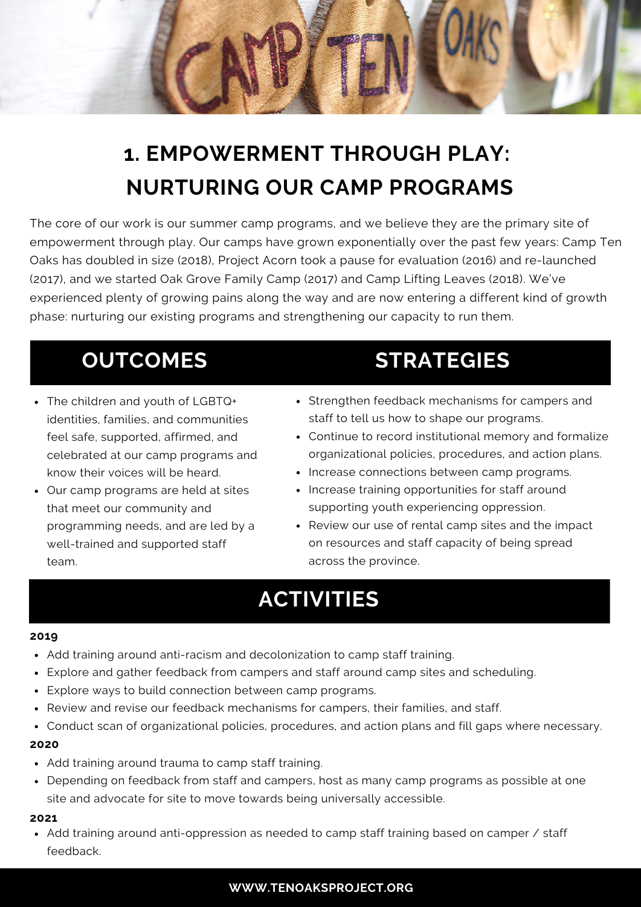# 1. EMPOWERMENT THROUGH PLAY: NURTURING OUR CAMP PROGRAMS

The core of our work is our summer camp programs, and we believe they are the primary site of empowerment through play. Our camps have grown exponentially over the past few years: Camp Ten Oaks has doubled in size (2018), Project Acorn took a pause for evaluation (2016) and re-launched (2017), and we started Oak Grove Family Camp (2017) and Camp Lifting Leaves (2018). We've experienced plenty of growing pains along the way and are now entering a different kind of growth phase: nurturing our existing programs and strengthening our capacity to run them.

## OUTCOMES

- The children and youth of LGBTQ+ identities, families, and communities feel safe, supported, affirmed, and celebrated at our camp programs and know their voices will be heard.
- Our camp programs are held at sites that meet our community and programming needs, and are led by a well-trained and supported staff team.

## STRATEGIES

- Strengthen feedback mechanisms for campers and staff to tell us how to shape our programs.
- Continue to record institutional memory and formalize organizational policies, procedures, and action plans.
- Increase connections between camp programs.
- Increase training opportunities for staff around supporting youth experiencing oppression.
- Review our use of rental camp sites and the impact on resources and staff capacity of being spread across the province.

## ACTIVITIES

**2019**

- Add training around anti-racism and decolonization to camp staff training.
- Explore and gather feedback from campers and staff around camp sites and scheduling.
- Explore ways to build connection between camp programs.
- Review and revise our feedback mechanisms for campers, their families, and staff.
- Conduct scan of organizational policies, procedures, and action plans and fill gaps where necessary.

**2020**

- Add training around trauma to camp staff training.
- Depending on feedback from staff and campers, host as many camp programs as possible at one site and advocate for site to move towards being universally accessible.

**2021**

- Add training around anti-oppression as needed to camp staff training based on camper / staff feedback.

WWW.TENOAKSPROJECT.ORG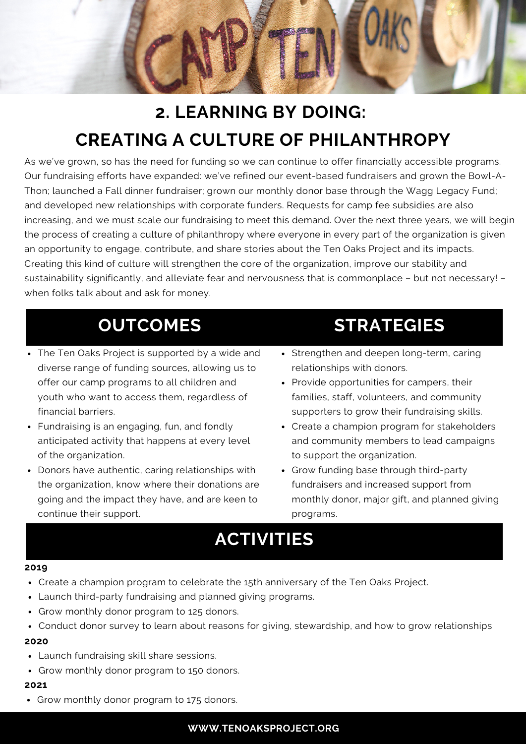# 2. LEARNING BY DOING: CREATING A CULTURE OF PHILANTHROPY

As we've grown, so has the need for funding so we can continue to offer financially accessible programs. Our fundraising efforts have expanded: we've refined our event-based fundraisers and grown the Bowl-A-Thon; launched a Fall dinner fundraiser; grown our monthly donor base through the Wagg Legacy Fund; and developed new relationships with corporate funders. Requests for camp fee subsidies are also increasing, and we must scale our fundraising to meet this demand. Over the next three years, we will begin the process of creating a culture of philanthropy where everyone in every part of the organization is given an opportunity to engage, contribute, and share stories about the Ten Oaks Project and its impacts. Creating this kind of culture will strengthen the core of the organization, improve our stability and sustainability significantly, and alleviate fear and nervousness that is commonplace – but not necessary! – when folks talk about and ask for money.

## OUTCOMES

- The Ten Oaks Project is supported by a wide and diverse range of funding sources, allowing us to offer our camp programs to all children and youth who want to access them, regardless of financial barriers.
- Fundraising is an engaging, fun, and fondly anticipated activity that happens at every level of the organization.
- Donors have authentic, caring relationships with the organization, know where their donations are going and the impact they have, and are keen to continue their support.

## STRATEGIES

- Strengthen and deepen long-term, caring relationships with donors.
- Provide opportunities for campers, their families, staff, volunteers, and community supporters to grow their fundraising skills.
- Create a champion program for stakeholders and community members to lead campaigns to support the organization.
- Grow funding base through third-party fundraisers and increased support from monthly donor, major gift, and planned giving programs.

## ACTIVITIES

**2019**

- Create a champion program to celebrate the 15th anniversary of the Ten Oaks Project.
- Launch third-party fundraising and planned giving programs.
- Grow monthly donor program to 125 donors.
- Conduct donor survey to learn about reasons for giving, stewardship, and how to grow relationships

**2020**

- Launch fundraising skill share sessions.
- Grow monthly donor program to 150 donors.

**2021**

- Grow monthly donor program to 175 donors.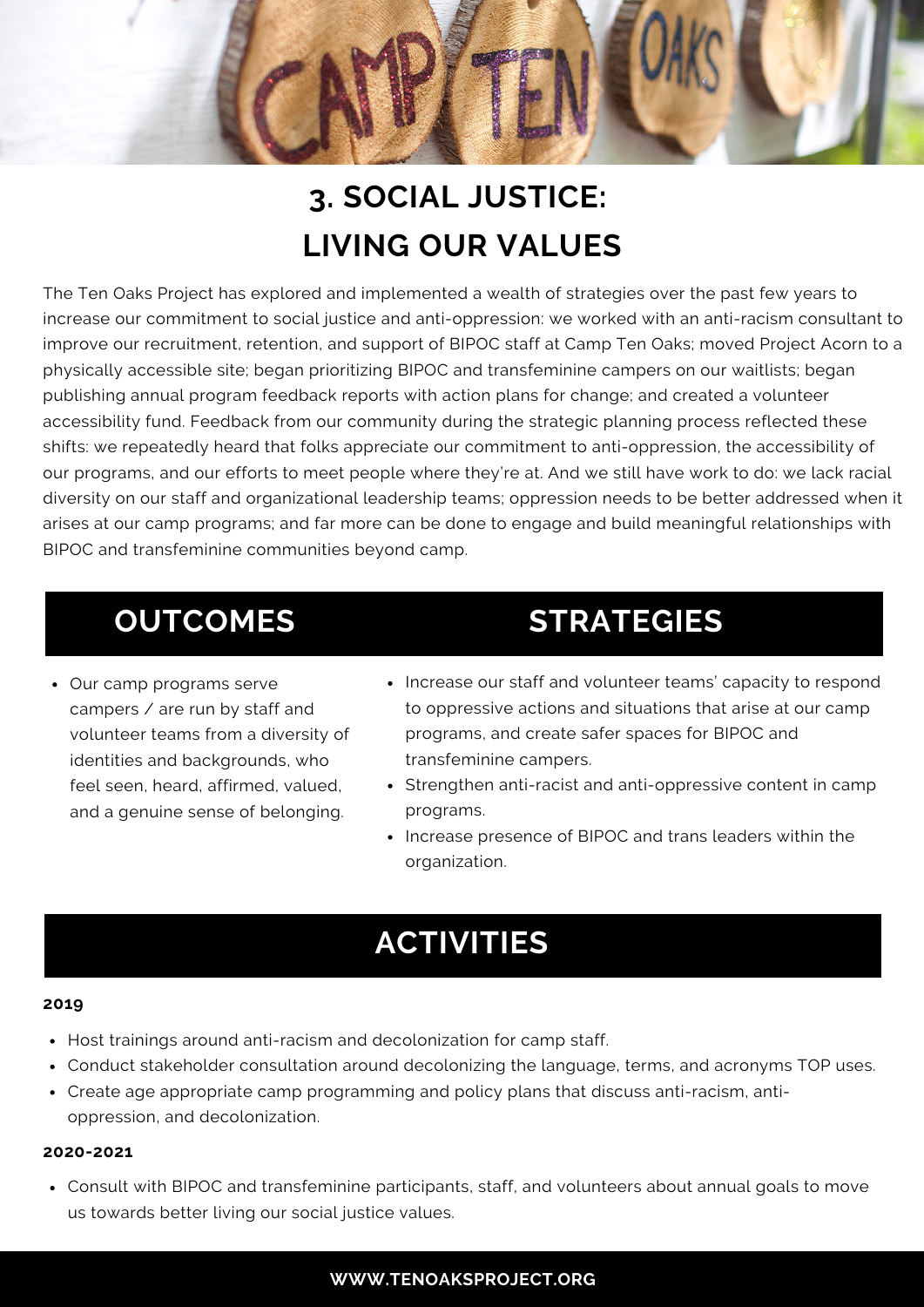# 3. SOCIAL JUSTICE: LIVING OUR VALUES

The Ten Oaks Project has explored and implemented a wealth of strategies over the past few years to increase our commitment to social justice and anti-oppression: we worked with an anti-racism consultant to improve our recruitment, retention, and support of BIPOC staff at Camp Ten Oaks; moved Project Acorn to a physically accessible site; began prioritizing BIPOC and transfeminine campers on our waitlists; began publishing annual program feedback reports with action plans for change; and created a volunteer accessibility fund. Feedback from our community during the strategic planning process reflected these shifts: we repeatedly heard that folks appreciate our commitment to anti-oppression, the accessibility of our programs, and our efforts to meet people where they're at. And we still have work to do: we lack racial diversity on our staff and organizational leadership teams; oppression needs to be better addressed when it arises at our camp programs; and far more can be done to engage and build meaningful relationships with BIPOC and transfeminine communities beyond camp.

## OUTCOMES

- Our camp programs serve campers / are run by staff and volunteer teams from a diversity of identities and backgrounds, who feel seen, heard, affirmed, valued, and a genuine sense of belonging.

## STRATEGIES

- Increase our staff and volunteer teams' capacity to respond to oppressive actions and situations that arise at our camp programs, and create safer spaces for BIPOC and transfeminine campers.
- Strengthen anti-racist and anti-oppressive content in camp programs.
- Increase presence of BIPOC and trans leaders within the organization.

## ACTIVITIES

**2019**

- Host trainings around anti-racism and decolonization for camp staff.
- Conduct stakeholder consultation around decolonizing the language, terms, and acronyms TOP uses.
- Create age appropriate camp programming and policy plans that discuss anti-racism, anti-oppression, and decolonization.

**2020-2021**

- Consult with BIPOC and transfeminine participants, staff, and volunteers about annual goals to move us towards better living our social justice values.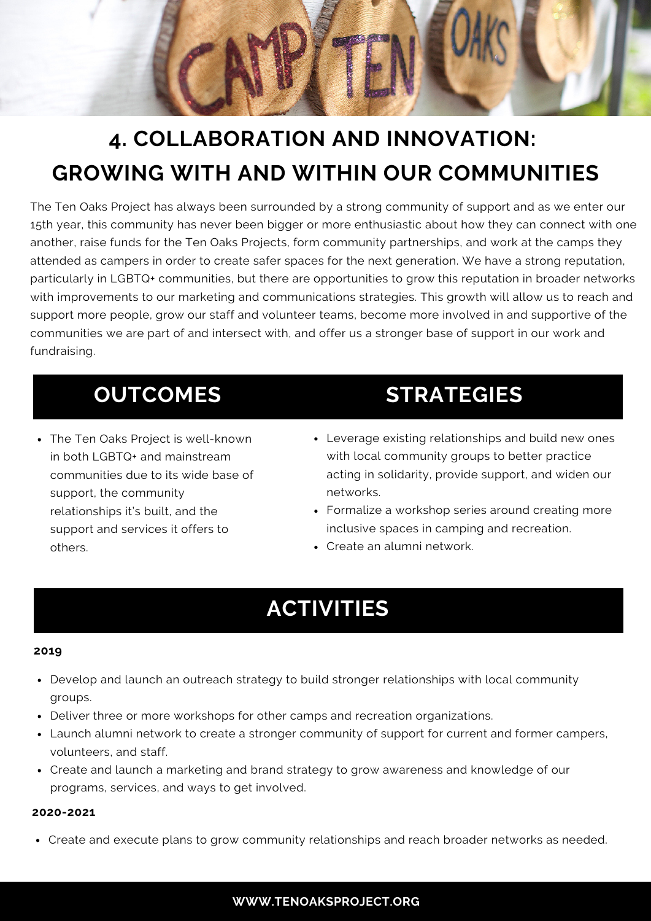# 4. COLLABORATION AND INNOVATION: GROWING WITH AND WITHIN OUR COMMUNITIES

The Ten Oaks Project has always been surrounded by a strong community of support and as we enter our 15th year, this community has never been bigger or more enthusiastic about how they can connect with one another, raise funds for the Ten Oaks Projects, form community partnerships, and work at the camps they attended as campers in order to create safer spaces for the next generation. We have a strong reputation, particularly in LGBTQ+ communities, but there are opportunities to grow this reputation in broader networks with improvements to our marketing and communications strategies. This growth will allow us to reach and support more people, grow our staff and volunteer teams, become more involved in and supportive of the communities we are part of and intersect with, and offer us a stronger base of support in our work and fundraising.

## OUTCOMES

- The Ten Oaks Project is well-known in both LGBTQ+ and mainstream communities due to its wide base of support, the community relationships it's built, and the support and services it offers to others.

## STRATEGIES

- Leverage existing relationships and build new ones with local community groups to better practice acting in solidarity, provide support, and widen our networks.
- Formalize a workshop series around creating more inclusive spaces in camping and recreation.
- Create an alumni network.

## ACTIVITIES

**2019**

- Develop and launch an outreach strategy to build stronger relationships with local community groups.
- Deliver three or more workshops for other camps and recreation organizations.
- Launch alumni network to create a stronger community of support for current and former campers, volunteers, and staff.
- Create and launch a marketing and brand strategy to grow awareness and knowledge of our programs, services, and ways to get involved.

**2020-2021**

- Create and execute plans to grow community relationships and reach broader networks as needed.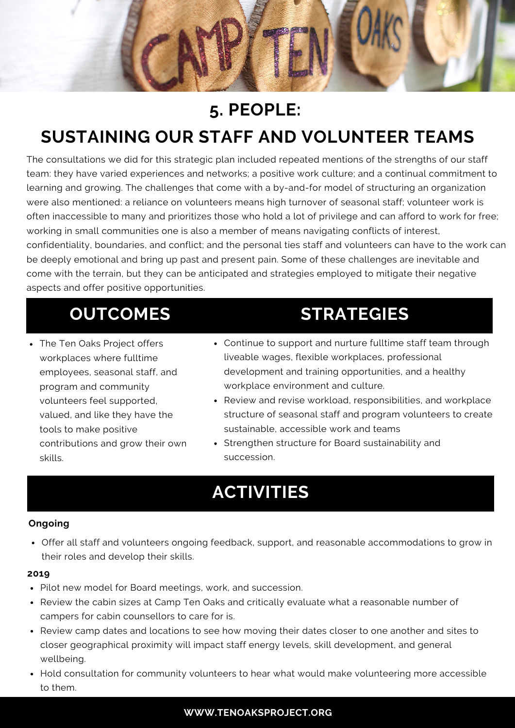# 5. PEOPLE:

## SUSTAINING OUR STAFF AND VOLUNTEER TEAMS

The consultations we did for this strategic plan included repeated mentions of the strengths of our staff team: they have varied experiences and networks; a positive work culture; and a continual commitment to learning and growing. The challenges that come with a by-and-for model of structuring an organization were also mentioned: a reliance on volunteers means high turnover of seasonal staff; volunteer work is often inaccessible to many and prioritizes those who hold a lot of privilege and can afford to work for free; working in small communities one is also a member of means navigating conflicts of interest, confidentiality, boundaries, and conflict; and the personal ties staff and volunteers can have to the work can be deeply emotional and bring up past and present pain. Some of these challenges are inevitable and come with the terrain, but they can be anticipated and strategies employed to mitigate their negative aspects and offer positive opportunities.

## OUTCOMES

- The Ten Oaks Project offers workplaces where fulltime employees, seasonal staff, and program and community volunteers feel supported, valued, and like they have the tools to make positive contributions and grow their own skills.

## STRATEGIES

- Continue to support and nurture fulltime staff team through liveable wages, flexible workplaces, professional development and training opportunities, and a healthy workplace environment and culture.
- Review and revise workload, responsibilities, and workplace structure of seasonal staff and program volunteers to create sustainable, accessible work and teams
- Strengthen structure for Board sustainability and succession.

## ACTIVITIES

**Ongoing**

- Offer all staff and volunteers ongoing feedback, support, and reasonable accommodations to grow in their roles and develop their skills.

**2019**

- Pilot new model for Board meetings, work, and succession.
- Review the cabin sizes at Camp Ten Oaks and critically evaluate what a reasonable number of campers for cabin counsellors to care for is.
- Review camp dates and locations to see how moving their dates closer to one another and sites to closer geographical proximity will impact staff energy levels, skill development, and general wellbeing.
- Hold consultation for community volunteers to hear what would make volunteering more accessible to them.